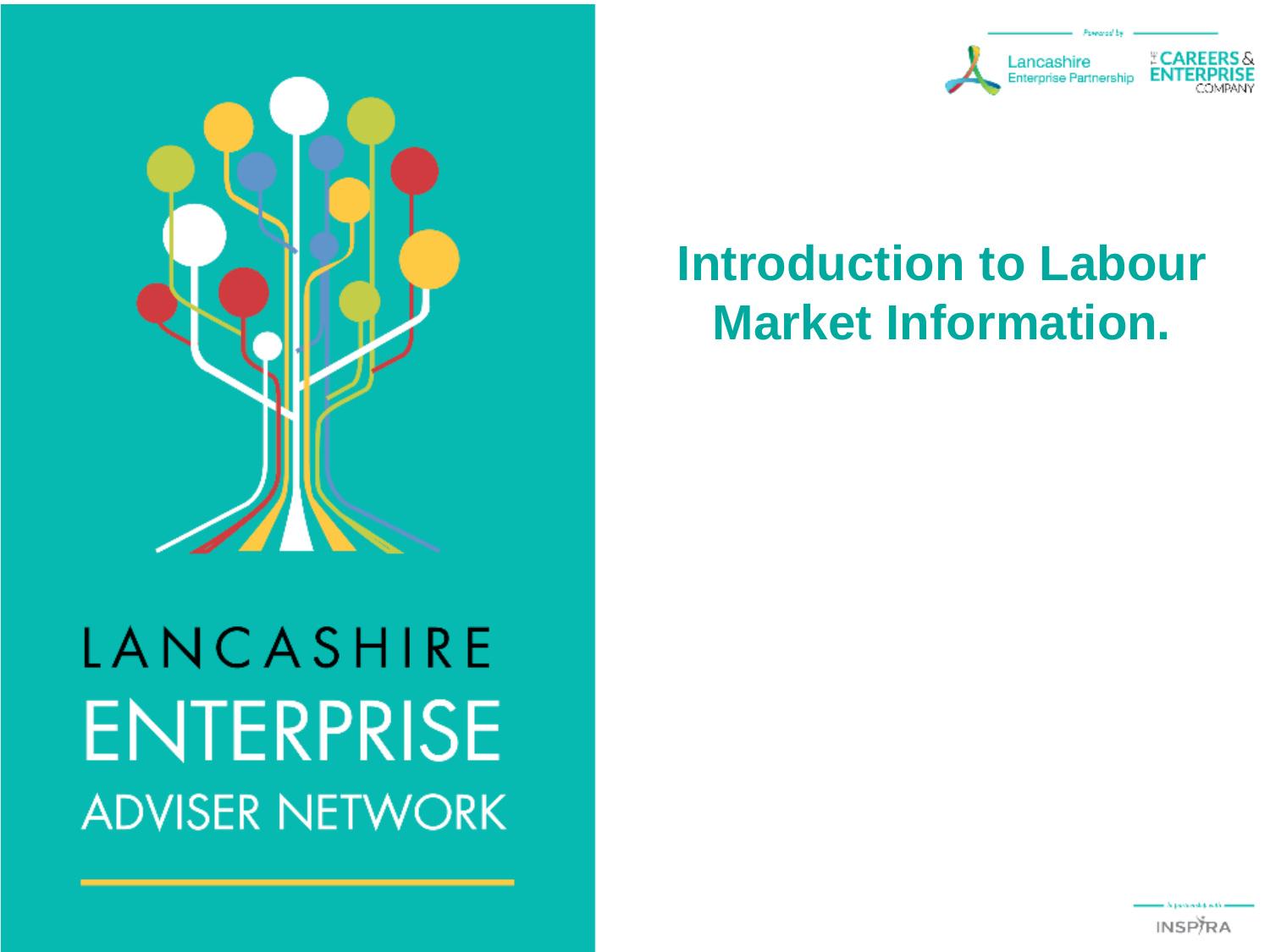LANCASHIRE
ENTERPRISE
ADVISER NETWORK

Powered by

Lancashire Enterprise Partnership

THE CAREERS & ENTERPRISE COMPANY

# Introduction to Labour Market Information.

In partnership with

INSPIRA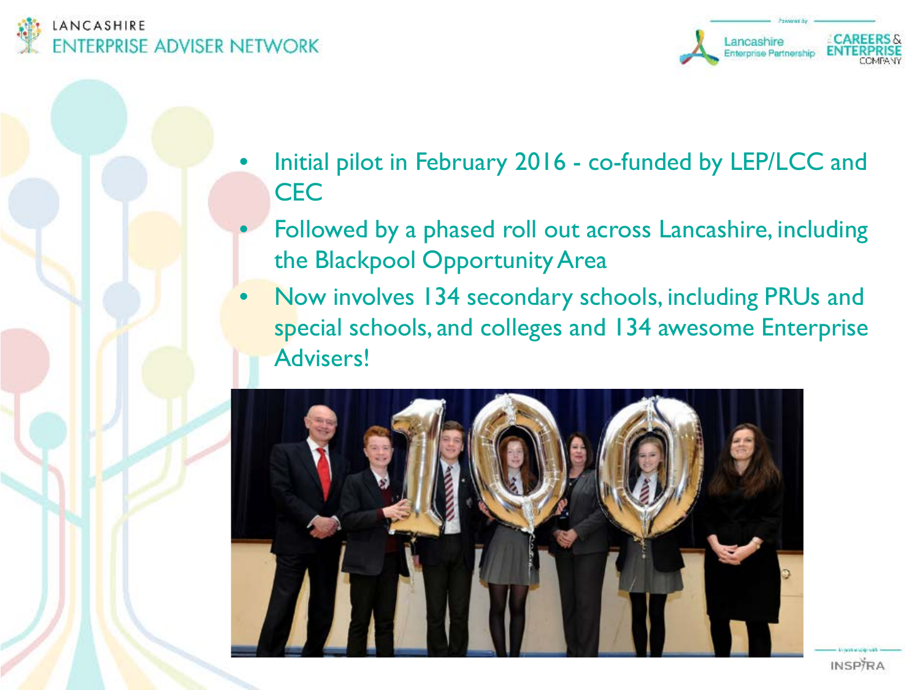- Initial pilot in February 2016 - co-funded by LEP/LCC and CEC
- Followed by a phased roll out across Lancashire, including the Blackpool Opportunity Area
- Now involves 134 secondary schools, including PRUs and special schools, and colleges and 134 awesome Enterprise Advisers!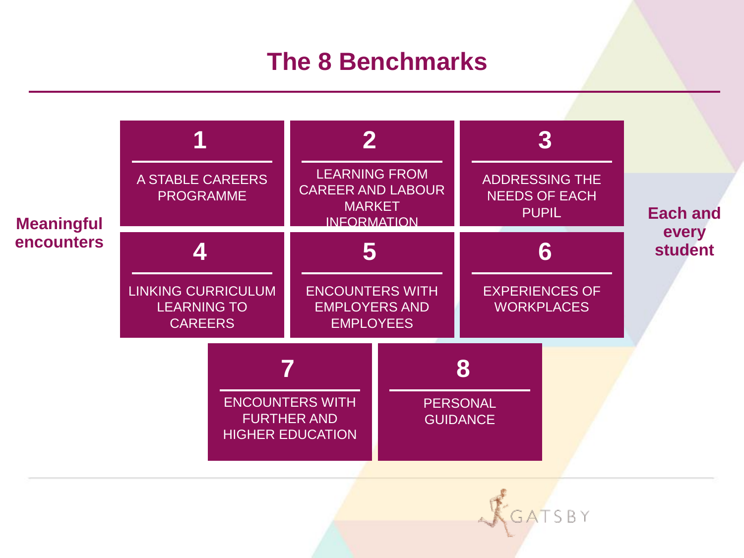# The 8 Benchmarks

**Meaningful encounters**

**Each and every student**

1. A STABLE CAREERS PROGRAMME
2. LEARNING FROM CAREER AND LABOUR MARKET INFORMATION
3. ADDRESSING THE NEEDS OF EACH PUPIL
4. LINKING CURRICULUM LEARNING TO CAREERS
5. ENCOUNTERS WITH EMPLOYERS AND EMPLOYEES
6. EXPERIENCES OF WORKPLACES
7. ENCOUNTERS WITH FURTHER AND HIGHER EDUCATION
8. PERSONAL GUIDANCE

GATSBY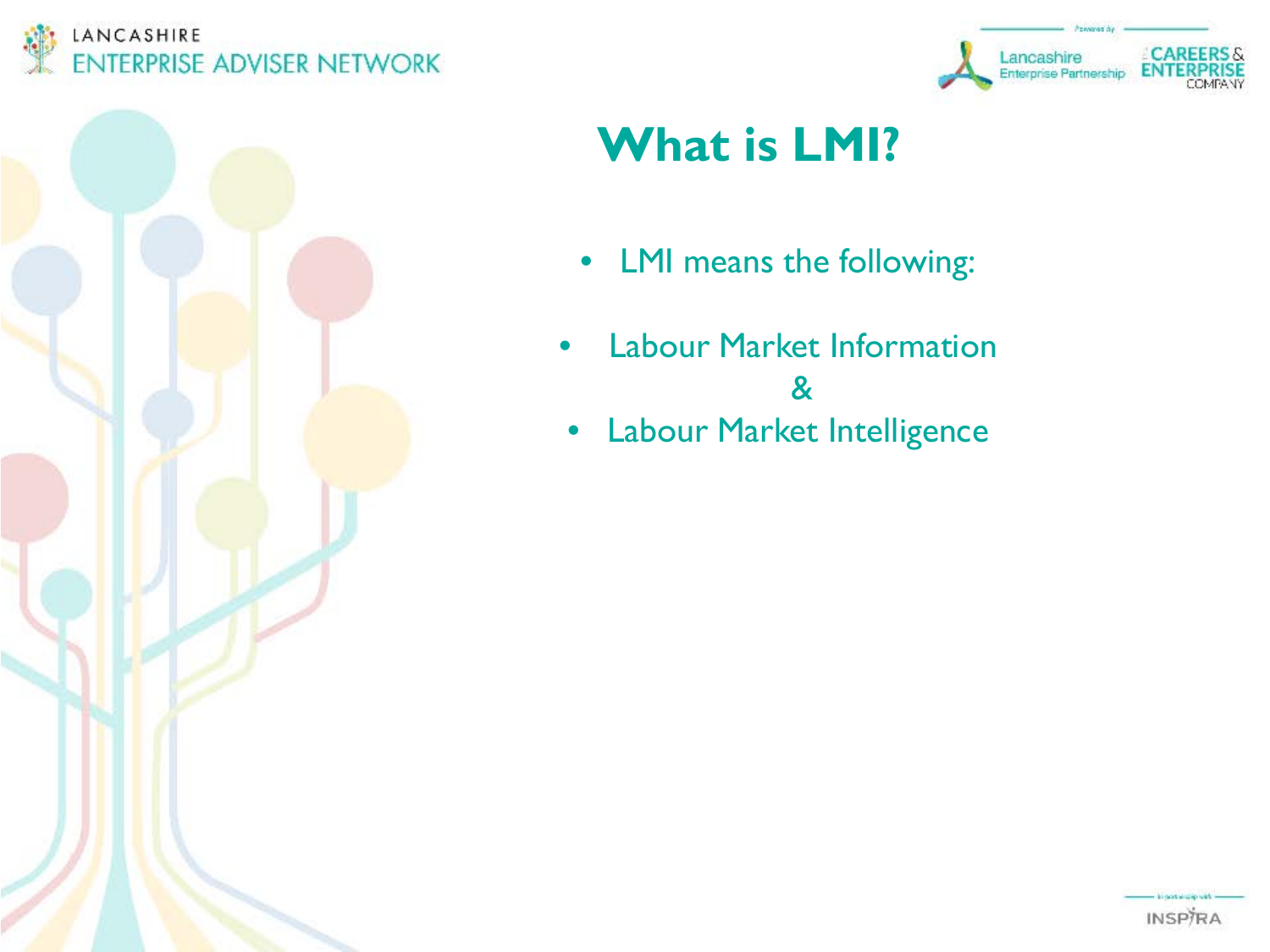# What is LMI?

- LMI means the following:

- Labour Market Information

&

- Labour Market Intelligence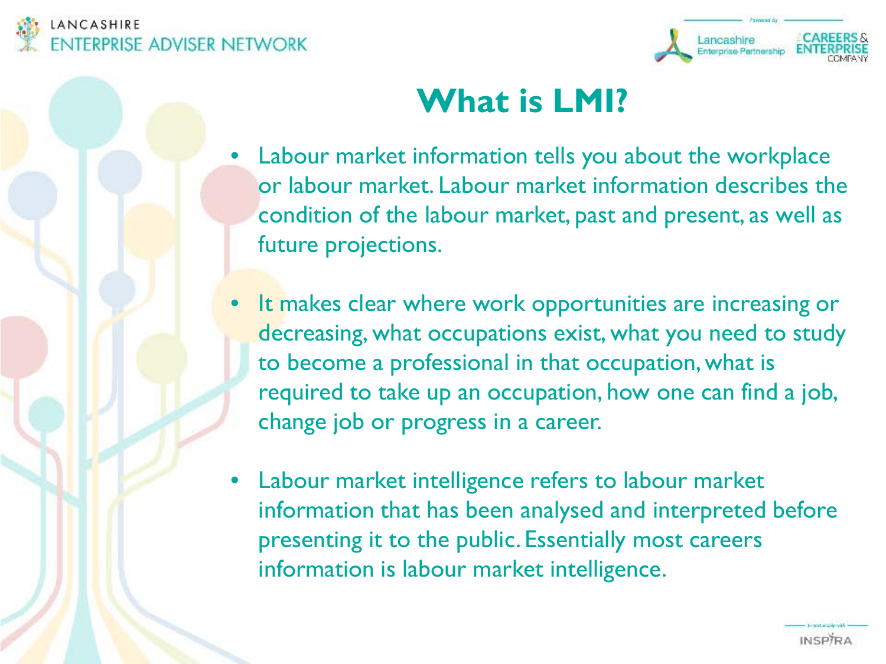# What is LMI?

- Labour market information tells you about the workplace or labour market. Labour market information describes the condition of the labour market, past and present, as well as future projections.
- It makes clear where work opportunities are increasing or decreasing, what occupations exist, what you need to study to become a professional in that occupation, what is required to take up an occupation, how one can find a job, change job or progress in a career.
- Labour market intelligence refers to labour market information that has been analysed and interpreted before presenting it to the public. Essentially most careers information is labour market intelligence.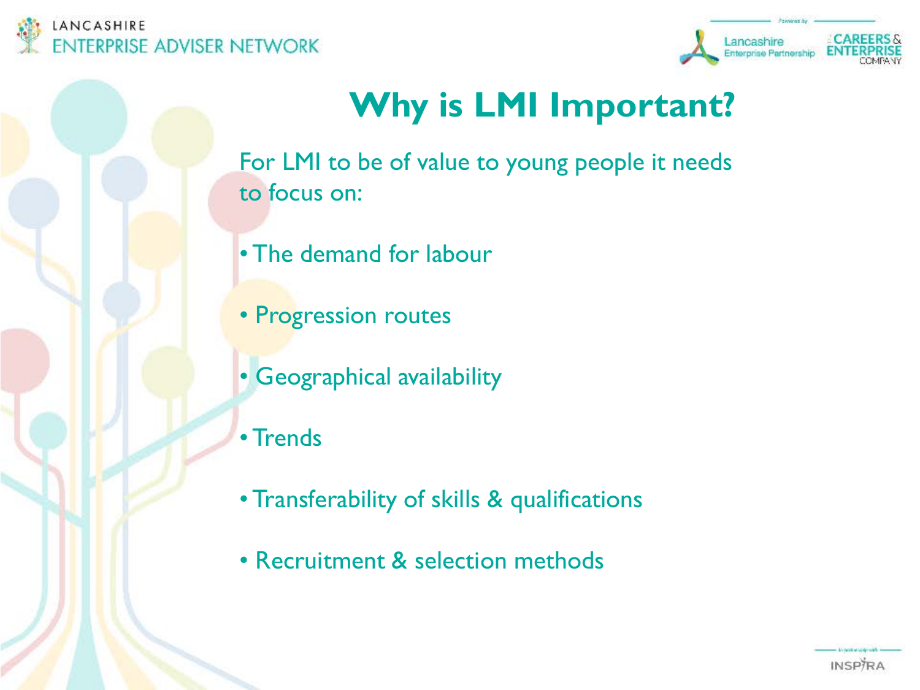# Why is LMI Important?

For LMI to be of value to young people it needs to focus on:

- The demand for labour
- Progression routes
- Geographical availability
- Trends
- Transferability of skills & qualifications
- Recruitment & selection methods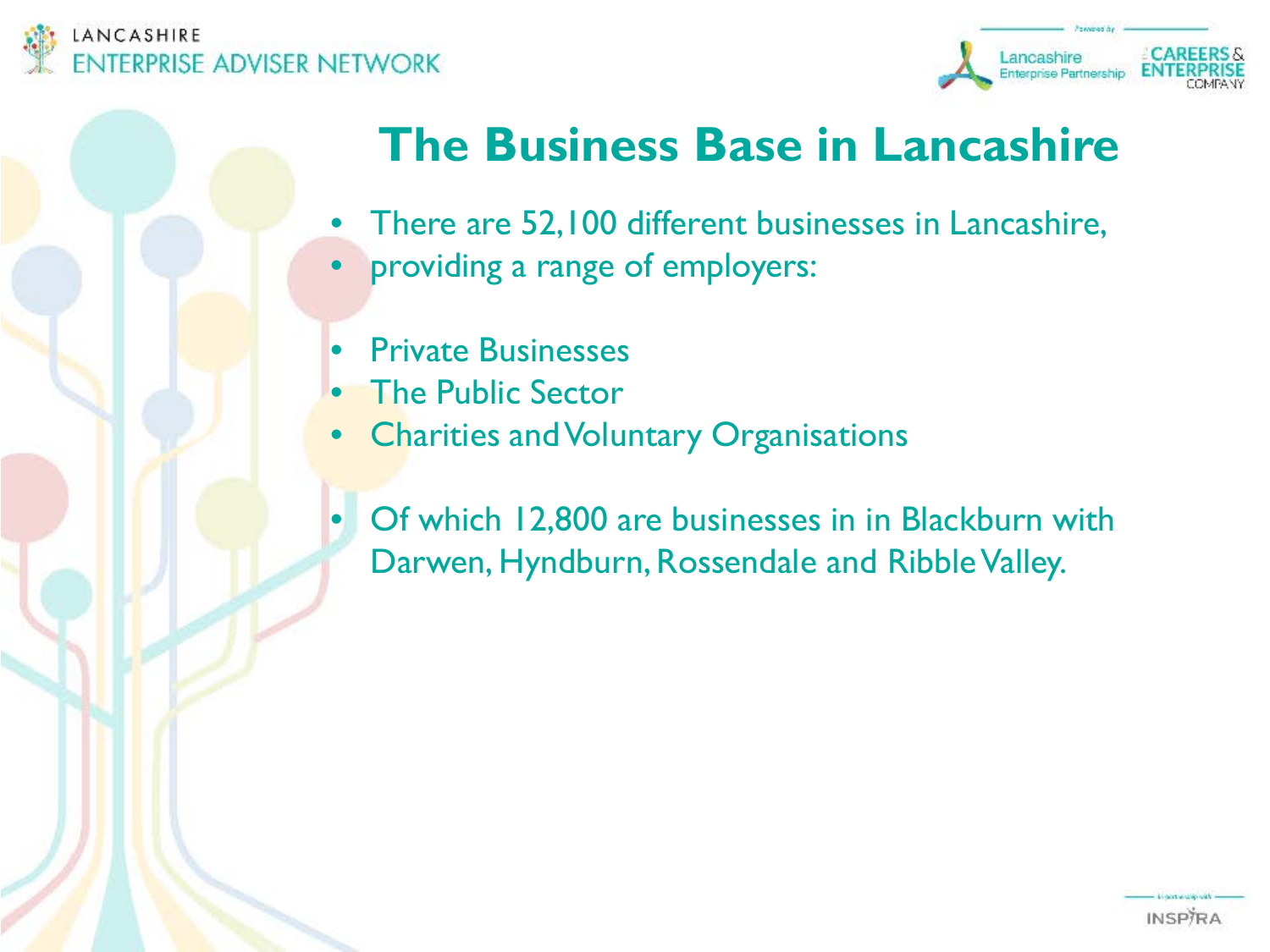# The Business Base in Lancashire

- There are 52,100 different businesses in Lancashire,
- providing a range of employers:

- Private Businesses
- The Public Sector
- Charities and Voluntary Organisations

- Of which 12,800 are businesses in in Blackburn with Darwen, Hyndburn, Rossendale and Ribble Valley.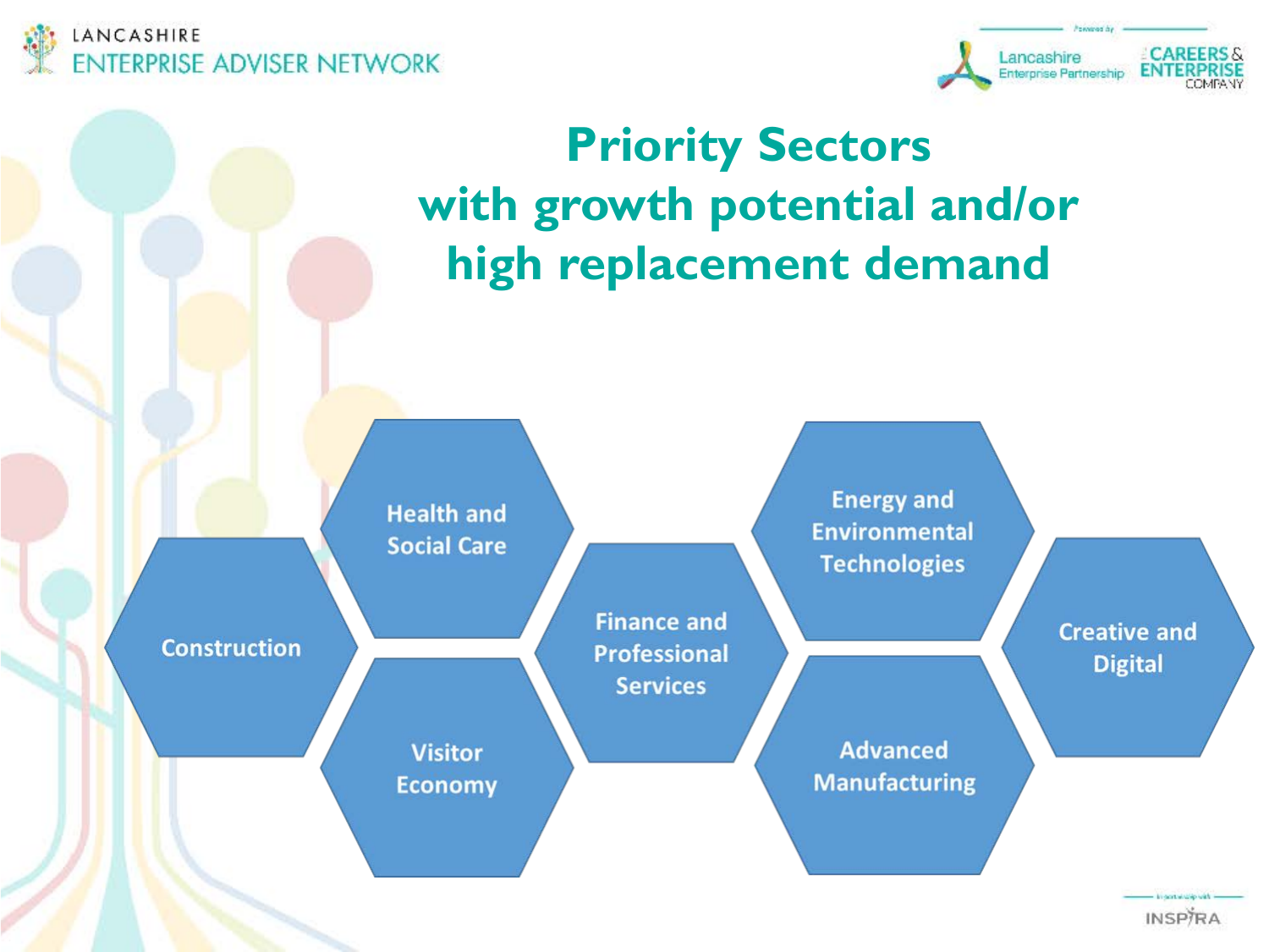# Priority Sectors with growth potential and/or high replacement demand

- Construction
- Health and Social Care
- Visitor Economy
- Finance and Professional Services
- Energy and Environmental Technologies
- Advanced Manufacturing
- Creative and Digital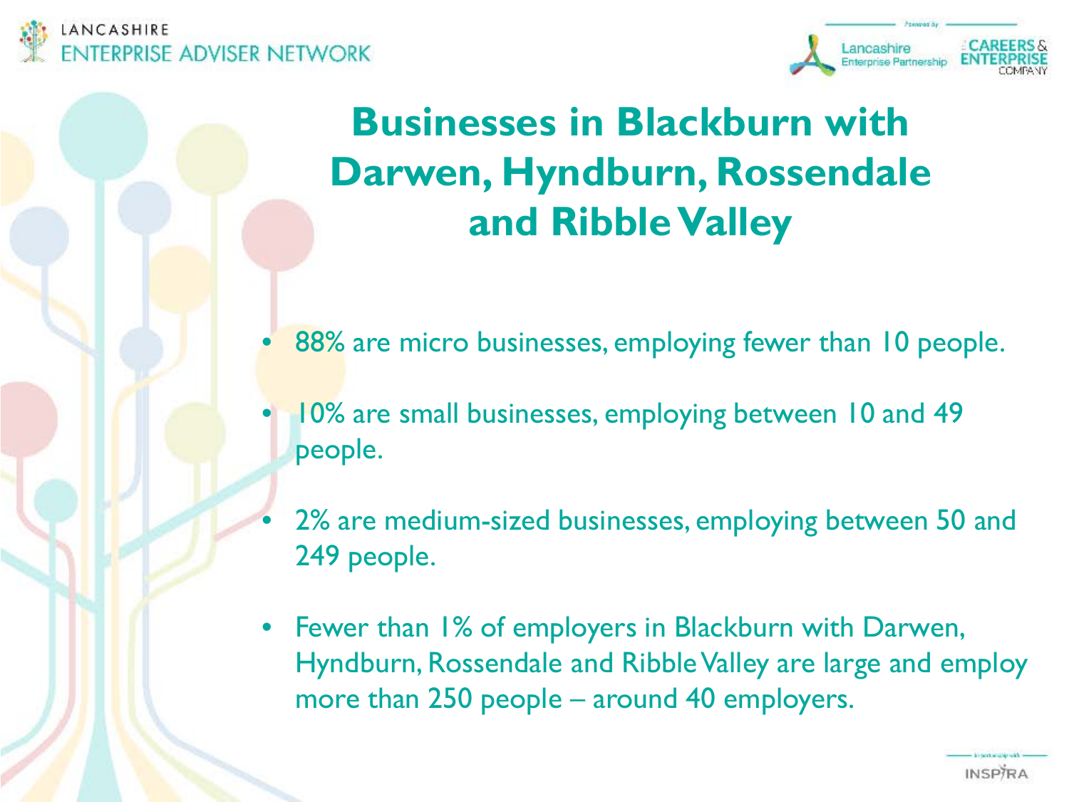# Businesses in Blackburn with Darwen, Hyndburn, Rossendale and Ribble Valley

- 88% are micro businesses, employing fewer than 10 people.
- 10% are small businesses, employing between 10 and 49 people.
- 2% are medium-sized businesses, employing between 50 and 249 people.
- Fewer than 1% of employers in Blackburn with Darwen, Hyndburn, Rossendale and Ribble Valley are large and employ more than 250 people – around 40 employers.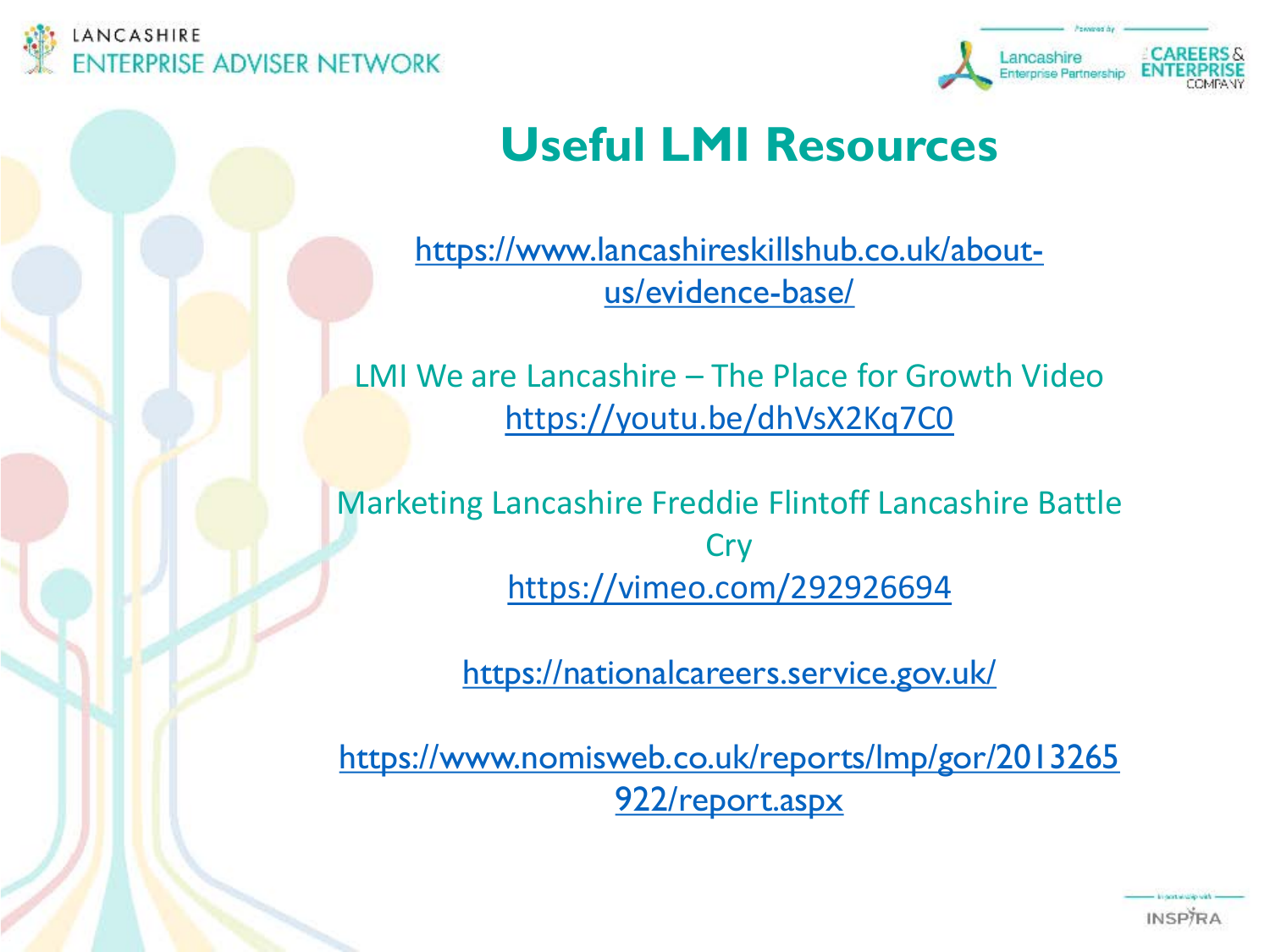# Useful LMI Resources

https://www.lancashireskillshub.co.uk/about-us/evidence-base/

LMI We are Lancashire – The Place for Growth Video
https://youtu.be/dhVsX2Kq7C0

Marketing Lancashire Freddie Flintoff Lancashire Battle Cry
https://vimeo.com/292926694

https://nationalcareers.service.gov.uk/

https://www.nomisweb.co.uk/reports/lmp/gor/2013265922/report.aspx